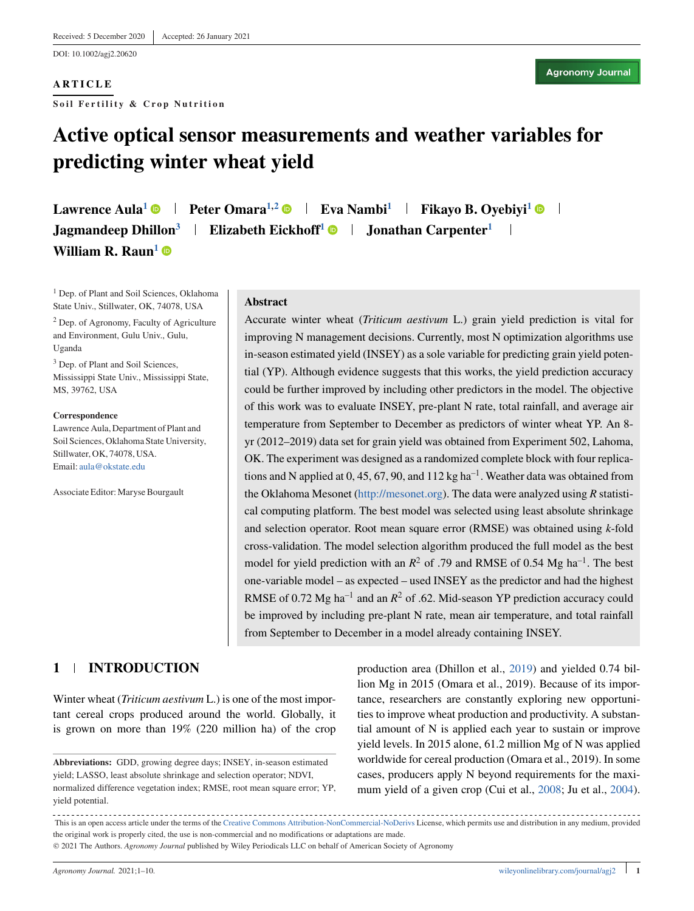Received: 5 December 2020 | Accepted: 26 January 2021

DOI: 10.1002/agj2.20620

**ARTICLE**

**Soil Fertility & Crop Nutrition**

# Active optical sensor measurements and weather variables for predicting winter wheat yield

**Lawrence Aula**[1] | **Peter Omara**[1,2] | **Eva Nambi**[1] | **Fikayo B. Oyebiyi**[1] | **Jagmandeep Dhillon**[3] | **Elizabeth Eickhoff**[1] | **Jonathan Carpenter**[1] | **William R. Raun**[1]

[1] Dep. of Plant and Soil Sciences, Oklahoma State Univ., Stillwater, OK, 74078, USA

[2] Dep. of Agronomy, Faculty of Agriculture and Environment, Gulu Univ., Gulu, Uganda

[3] Dep. of Plant and Soil Sciences, Mississippi State Univ., Mississippi State, MS, 39762, USA

**Correspondence**
Lawrence Aula, Department of Plant and Soil Sciences, Oklahoma State University, Stillwater, OK, 74078, USA.
Email: aula@okstate.edu

Associate Editor: Maryse Bourgault

## Abstract

Accurate winter wheat (*Triticum aestivum* L.) grain yield prediction is vital for improving N management decisions. Currently, most N optimization algorithms use in-season estimated yield (INSEY) as a sole variable for predicting grain yield potential (YP). Although evidence suggests that this works, the yield prediction accuracy could be further improved by including other predictors in the model. The objective of this work was to evaluate INSEY, pre-plant N rate, total rainfall, and average air temperature from September to December as predictors of winter wheat YP. An 8-yr (2012–2019) data set for grain yield was obtained from Experiment 502, Lahoma, OK. The experiment was designed as a randomized complete block with four replications and N applied at 0, 45, 67, 90, and 112 kg ha$^{-1}$. Weather data was obtained from the Oklahoma Mesonet (http://mesonet.org). The data were analyzed using *R* statistical computing platform. The best model was selected using least absolute shrinkage and selection operator. Root mean square error (RMSE) was obtained using *k*-fold cross-validation. The model selection algorithm produced the full model as the best model for yield prediction with an $R^2$ of .79 and RMSE of 0.54 Mg ha$^{-1}$. The best one-variable model – as expected – used INSEY as the predictor and had the highest RMSE of 0.72 Mg ha$^{-1}$ and an $R^2$ of .62. Mid-season YP prediction accuracy could be improved by including pre-plant N rate, mean air temperature, and total rainfall from September to December in a model already containing INSEY.

## 1 | INTRODUCTION

Winter wheat (*Triticum aestivum* L.) is one of the most important cereal crops produced around the world. Globally, it is grown on more than 19% (220 million ha) of the crop production area (Dhillon et al., 2019) and yielded 0.74 billion Mg in 2015 (Omara et al., 2019). Because of its importance, researchers are constantly exploring new opportunities to improve wheat production and productivity. A substantial amount of N is applied each year to sustain or improve yield levels. In 2015 alone, 61.2 million Mg of N was applied worldwide for cereal production (Omara et al., 2019). In some cases, producers apply N beyond requirements for the maximum yield of a given crop (Cui et al., 2008; Ju et al., 2004).

**Abbreviations:** GDD, growing degree days; INSEY, in-season estimated yield; LASSO, least absolute shrinkage and selection operator; NDVI, normalized difference vegetation index; RMSE, root mean square error; YP, yield potential.

This is an open access article under the terms of the Creative Commons Attribution-NonCommercial-NoDerivs License, which permits use and distribution in any medium, provided the original work is properly cited, the use is non-commercial and no modifications or adaptations are made.
© 2021 The Authors. *Agronomy Journal* published by Wiley Periodicals LLC on behalf of American Society of Agronomy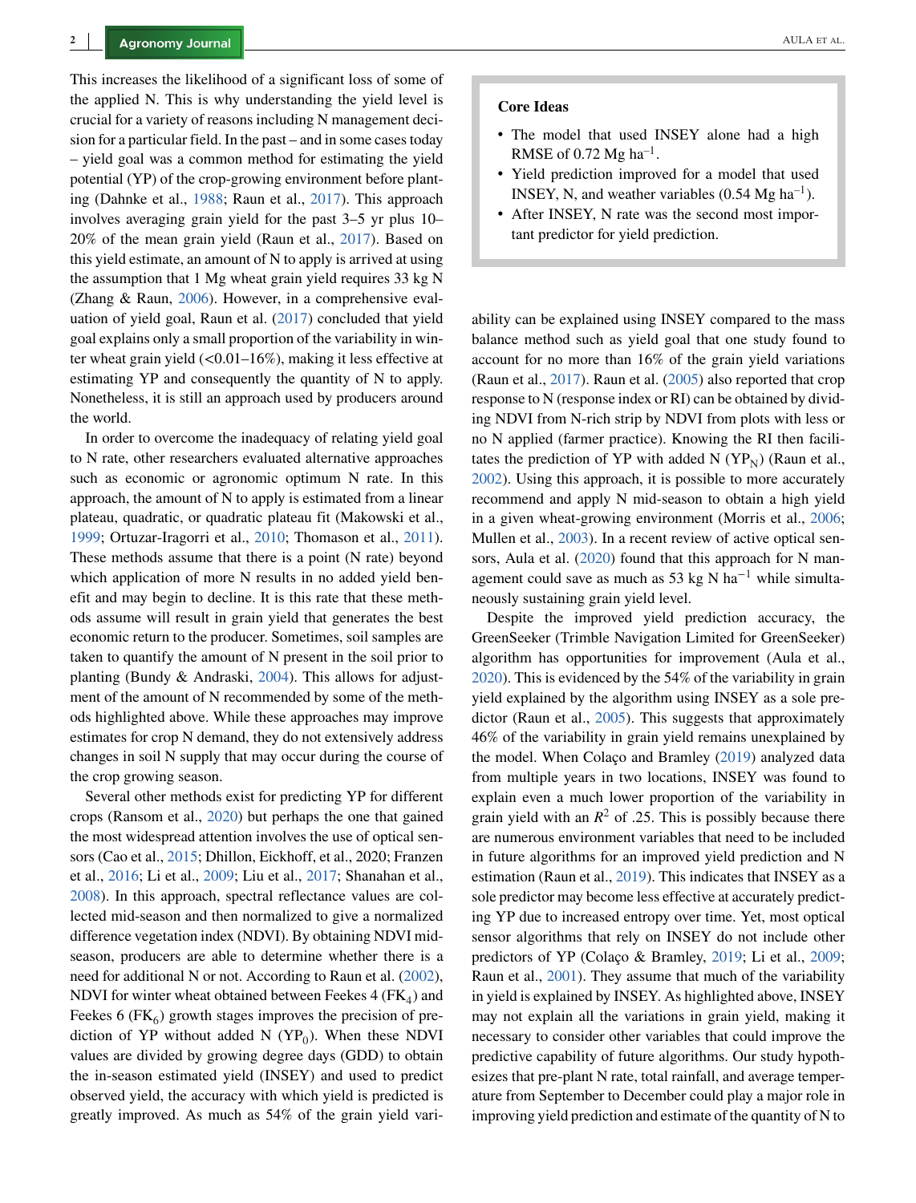This increases the likelihood of a significant loss of some of the applied N. This is why understanding the yield level is crucial for a variety of reasons including N management decision for a particular field. In the past – and in some cases today – yield goal was a common method for estimating the yield potential (YP) of the crop-growing environment before planting (Dahnke et al., 1988; Raun et al., 2017). This approach involves averaging grain yield for the past 3–5 yr plus 10–20% of the mean grain yield (Raun et al., 2017). Based on this yield estimate, an amount of N to apply is arrived at using the assumption that 1 Mg wheat grain yield requires 33 kg N (Zhang & Raun, 2006). However, in a comprehensive evaluation of yield goal, Raun et al. (2017) concluded that yield goal explains only a small proportion of the variability in winter wheat grain yield (<0.01–16%), making it less effective at estimating YP and consequently the quantity of N to apply. Nonetheless, it is still an approach used by producers around the world.

In order to overcome the inadequacy of relating yield goal to N rate, other researchers evaluated alternative approaches such as economic or agronomic optimum N rate. In this approach, the amount of N to apply is estimated from a linear plateau, quadratic, or quadratic plateau fit (Makowski et al., 1999; Ortuzar-Iragorri et al., 2010; Thomason et al., 2011). These methods assume that there is a point (N rate) beyond which application of more N results in no added yield benefit and may begin to decline. It is this rate that these methods assume will result in grain yield that generates the best economic return to the producer. Sometimes, soil samples are taken to quantify the amount of N present in the soil prior to planting (Bundy & Andraski, 2004). This allows for adjustment of the amount of N recommended by some of the methods highlighted above. While these approaches may improve estimates for crop N demand, they do not extensively address changes in soil N supply that may occur during the course of the crop growing season.

Several other methods exist for predicting YP for different crops (Ransom et al., 2020) but perhaps the one that gained the most widespread attention involves the use of optical sensors (Cao et al., 2015; Dhillon, Eickhoff, et al., 2020; Franzen et al., 2016; Li et al., 2009; Liu et al., 2017; Shanahan et al., 2008). In this approach, spectral reflectance values are collected mid-season and then normalized to give a normalized difference vegetation index (NDVI). By obtaining NDVI mid-season, producers are able to determine whether there is a need for additional N or not. According to Raun et al. (2002), NDVI for winter wheat obtained between Feekes 4 ($FK_4$) and Feekes 6 ($FK_6$) growth stages improves the precision of prediction of YP without added N ($YP_0$). When these NDVI values are divided by growing degree days (GDD) to obtain the in-season estimated yield (INSEY) and used to predict observed yield, the accuracy with which yield is predicted is greatly improved. As much as 54% of the grain yield variability can be explained using INSEY compared to the mass balance method such as yield goal that one study found to account for no more than 16% of the grain yield variations (Raun et al., 2017). Raun et al. (2005) also reported that crop response to N (response index or RI) can be obtained by dividing NDVI from N-rich strip by NDVI from plots with less or no N applied (farmer practice). Knowing the RI then facilitates the prediction of YP with added N ($YP_N$) (Raun et al., 2002). Using this approach, it is possible to more accurately recommend and apply N mid-season to obtain a high yield in a given wheat-growing environment (Morris et al., 2006; Mullen et al., 2003). In a recent review of active optical sensors, Aula et al. (2020) found that this approach for N management could save as much as 53 kg N ha$^{-1}$ while simultaneously sustaining grain yield level.

**Core Ideas**

- The model that used INSEY alone had a high RMSE of 0.72 Mg ha$^{-1}$.
- Yield prediction improved for a model that used INSEY, N, and weather variables (0.54 Mg ha$^{-1}$).
- After INSEY, N rate was the second most important predictor for yield prediction.

Despite the improved yield prediction accuracy, the GreenSeeker (Trimble Navigation Limited for GreenSeeker) algorithm has opportunities for improvement (Aula et al., 2020). This is evidenced by the 54% of the variability in grain yield explained by the algorithm using INSEY as a sole predictor (Raun et al., 2005). This suggests that approximately 46% of the variability in grain yield remains unexplained by the model. When Colaço and Bramley (2019) analyzed data from multiple years in two locations, INSEY was found to explain even a much lower proportion of the variability in grain yield with an $R^2$ of .25. This is possibly because there are numerous environment variables that need to be included in future algorithms for an improved yield prediction and N estimation (Raun et al., 2019). This indicates that INSEY as a sole predictor may become less effective at accurately predicting YP due to increased entropy over time. Yet, most optical sensor algorithms that rely on INSEY do not include other predictors of YP (Colaço & Bramley, 2019; Li et al., 2009; Raun et al., 2001). They assume that much of the variability in yield is explained by INSEY. As highlighted above, INSEY may not explain all the variations in grain yield, making it necessary to consider other variables that could improve the predictive capability of future algorithms. Our study hypothesizes that pre-plant N rate, total rainfall, and average temperature from September to December could play a major role in improving yield prediction and estimate of the quantity of N to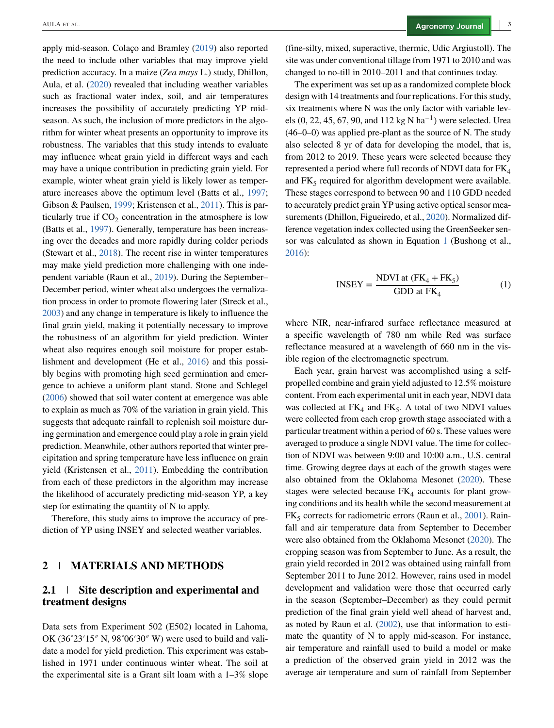apply mid-season. Colaço and Bramley (2019) also reported the need to include other variables that may improve yield prediction accuracy. In a maize (*Zea mays* L.) study, Dhillon, Aula, et al. (2020) revealed that including weather variables such as fractional water index, soil, and air temperatures increases the possibility of accurately predicting YP mid-season. As such, the inclusion of more predictors in the algorithm for winter wheat presents an opportunity to improve its robustness. The variables that this study intends to evaluate may influence wheat grain yield in different ways and each may have a unique contribution in predicting grain yield. For example, winter wheat grain yield is likely lower as temperature increases above the optimum level (Batts et al., 1997; Gibson & Paulsen, 1999; Kristensen et al., 2011). This is particularly true if $CO_2$ concentration in the atmosphere is low (Batts et al., 1997). Generally, temperature has been increasing over the decades and more rapidly during colder periods (Stewart et al., 2018). The recent rise in winter temperatures may make yield prediction more challenging with one independent variable (Raun et al., 2019). During the September–December period, winter wheat also undergoes the vernalization process in order to promote flowering later (Streck et al., 2003) and any change in temperature is likely to influence the final grain yield, making it potentially necessary to improve the robustness of an algorithm for yield prediction. Winter wheat also requires enough soil moisture for proper establishment and development (He et al., 2016) and this possibly begins with promoting high seed germination and emergence to achieve a uniform plant stand. Stone and Schlegel (2006) showed that soil water content at emergence was able to explain as much as 70% of the variation in grain yield. This suggests that adequate rainfall to replenish soil moisture during germination and emergence could play a role in grain yield prediction. Meanwhile, other authors reported that winter precipitation and spring temperature have less influence on grain yield (Kristensen et al., 2011). Embedding the contribution from each of these predictors in the algorithm may increase the likelihood of accurately predicting mid-season YP, a key step for estimating the quantity of N to apply.

Therefore, this study aims to improve the accuracy of prediction of YP using INSEY and selected weather variables.

## 2 MATERIALS AND METHODS

### 2.1 Site description and experimental and treatment designs

Data sets from Experiment 502 (E502) located in Lahoma, OK (36˚23′15″ N, 98˚06′30″ W) were used to build and validate a model for yield prediction. This experiment was established in 1971 under continuous winter wheat. The soil at the experimental site is a Grant silt loam with a 1–3% slope (fine-silty, mixed, superactive, thermic, Udic Argiustoll). The site was under conventional tillage from 1971 to 2010 and was changed to no-till in 2010–2011 and that continues today.

The experiment was set up as a randomized complete block design with 14 treatments and four replications. For this study, six treatments where N was the only factor with variable levels (0, 22, 45, 67, 90, and 112 kg N $ha^{-1}$) were selected. Urea (46–0–0) was applied pre-plant as the source of N. The study also selected 8 yr of data for developing the model, that is, from 2012 to 2019. These years were selected because they represented a period where full records of NDVI data for $FK_4$ and $FK_5$ required for algorithm development were available. These stages correspond to between 90 and 110 GDD needed to accurately predict grain YP using active optical sensor measurements (Dhillon, Figueiredo, et al., 2020). Normalized difference vegetation index collected using the GreenSeeker sensor was calculated as shown in Equation 1 (Bushong et al., 2016):

$$\text{INSEY} = \frac{\text{NDVI at } (\text{FK}_4 + \text{FK}_5)}{\text{GDD at FK}_4} \tag{1}$$

where NIR, near-infrared surface reflectance measured at a specific wavelength of 780 nm while Red was surface reflectance measured at a wavelength of 660 nm in the visible region of the electromagnetic spectrum.

Each year, grain harvest was accomplished using a self-propelled combine and grain yield adjusted to 12.5% moisture content. From each experimental unit in each year, NDVI data was collected at $FK_4$ and $FK_5$. A total of two NDVI values were collected from each crop growth stage associated with a particular treatment within a period of 60 s. These values were averaged to produce a single NDVI value. The time for collection of NDVI was between 9:00 and 10:00 a.m., U.S. central time. Growing degree days at each of the growth stages were also obtained from the Oklahoma Mesonet (2020). These stages were selected because $FK_4$ accounts for plant growing conditions and its health while the second measurement at $FK_5$ corrects for radiometric errors (Raun et al., 2001). Rainfall and air temperature data from September to December were also obtained from the Oklahoma Mesonet (2020). The cropping season was from September to June. As a result, the grain yield recorded in 2012 was obtained using rainfall from September 2011 to June 2012. However, rains used in model development and validation were those that occurred early in the season (September–December) as they could permit prediction of the final grain yield well ahead of harvest and, as noted by Raun et al. (2002), use that information to estimate the quantity of N to apply mid-season. For instance, air temperature and rainfall used to build a model or make a prediction of the observed grain yield in 2012 was the average air temperature and sum of rainfall from September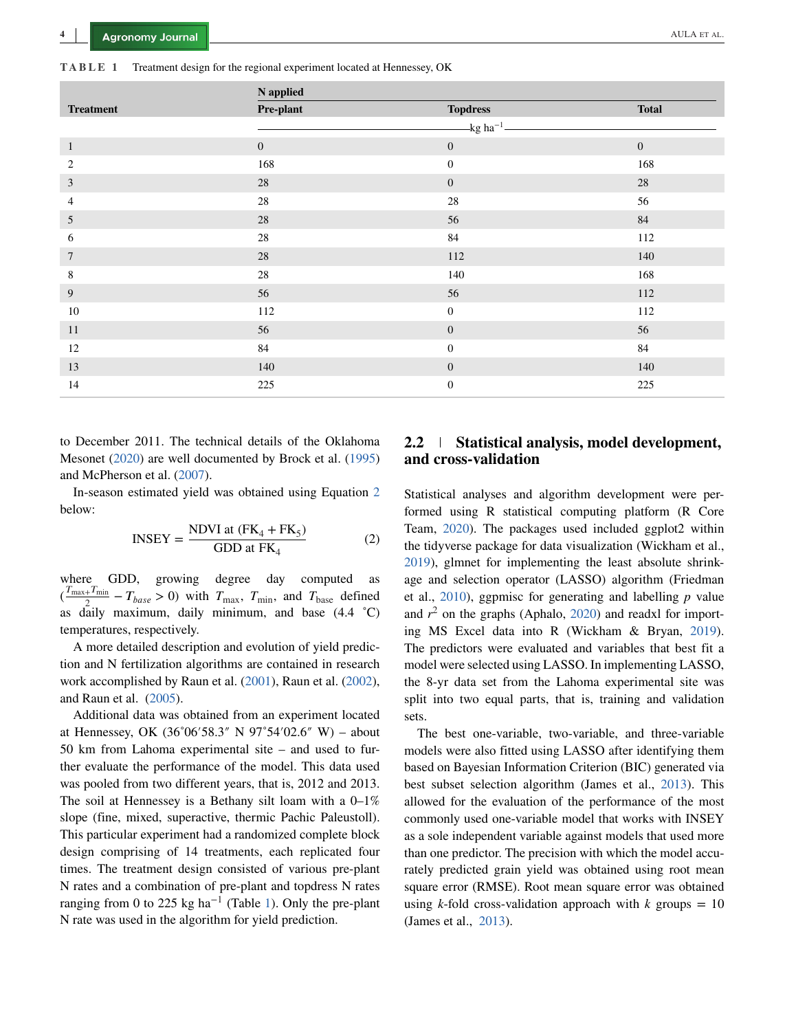**TABLE 1** Treatment design for the regional experiment located at Hennessey, OK

| Treatment | N applied | | |
|---|---|---|---|
| | Pre-plant | Topdress | Total |
| | kg ha$^{-1}$ | | |
| 1 | 0 | 0 | 0 |
| 2 | 168 | 0 | 168 |
| 3 | 28 | 0 | 28 |
| 4 | 28 | 28 | 56 |
| 5 | 28 | 56 | 84 |
| 6 | 28 | 84 | 112 |
| 7 | 28 | 112 | 140 |
| 8 | 28 | 140 | 168 |
| 9 | 56 | 56 | 112 |
| 10 | 112 | 0 | 112 |
| 11 | 56 | 0 | 56 |
| 12 | 84 | 0 | 84 |
| 13 | 140 | 0 | 140 |
| 14 | 225 | 0 | 225 |

to December 2011. The technical details of the Oklahoma Mesonet (2020) are well documented by Brock et al. (1995) and McPherson et al. (2007).

In-season estimated yield was obtained using Equation 2 below:

$$\text{INSEY} = \frac{\text{NDVI at } (\text{FK}_4 + \text{FK}_5)}{\text{GDD at FK}_4} \tag{2}$$

where GDD, growing degree day computed as $(\frac{T_{\max} + T_{\min}}{2} - T_{base} > 0)$ with $T_{\max}$, $T_{\min}$, and $T_{\text{base}}$ defined as daily maximum, daily minimum, and base (4.4 °C) temperatures, respectively.

A more detailed description and evolution of yield prediction and N fertilization algorithms are contained in research work accomplished by Raun et al. (2001), Raun et al. (2002), and Raun et al. (2005).

Additional data was obtained from an experiment located at Hennessey, OK (36°06′58.3″ N 97°54′02.6″ W) – about 50 km from Lahoma experimental site – and used to further evaluate the performance of the model. This data used was pooled from two different years, that is, 2012 and 2013. The soil at Hennessey is a Bethany silt loam with a 0–1% slope (fine, mixed, superactive, thermic Pachic Paleustoll). This particular experiment had a randomized complete block design comprising of 14 treatments, each replicated four times. The treatment design consisted of various pre-plant N rates and a combination of pre-plant and topdress N rates ranging from 0 to 225 kg ha$^{-1}$ (Table 1). Only the pre-plant N rate was used in the algorithm for yield prediction.

## 2.2 | Statistical analysis, model development, and cross-validation

Statistical analyses and algorithm development were performed using R statistical computing platform (R Core Team, 2020). The packages used included ggplot2 within the tidyverse package for data visualization (Wickham et al., 2019), glmnet for implementing the least absolute shrinkage and selection operator (LASSO) algorithm (Friedman et al., 2010), ggpmisc for generating and labelling $p$ value and $r^2$ on the graphs (Aphalo, 2020) and readxl for importing MS Excel data into R (Wickham & Bryan, 2019). The predictors were evaluated and variables that best fit a model were selected using LASSO. In implementing LASSO, the 8-yr data set from the Lahoma experimental site was split into two equal parts, that is, training and validation sets.

The best one-variable, two-variable, and three-variable models were also fitted using LASSO after identifying them based on Bayesian Information Criterion (BIC) generated via best subset selection algorithm (James et al., 2013). This allowed for the evaluation of the performance of the most commonly used one-variable model that works with INSEY as a sole independent variable against models that used more than one predictor. The precision with which the model accurately predicted grain yield was obtained using root mean square error (RMSE). Root mean square error was obtained using $k$-fold cross-validation approach with $k$ groups = 10 (James et al., 2013).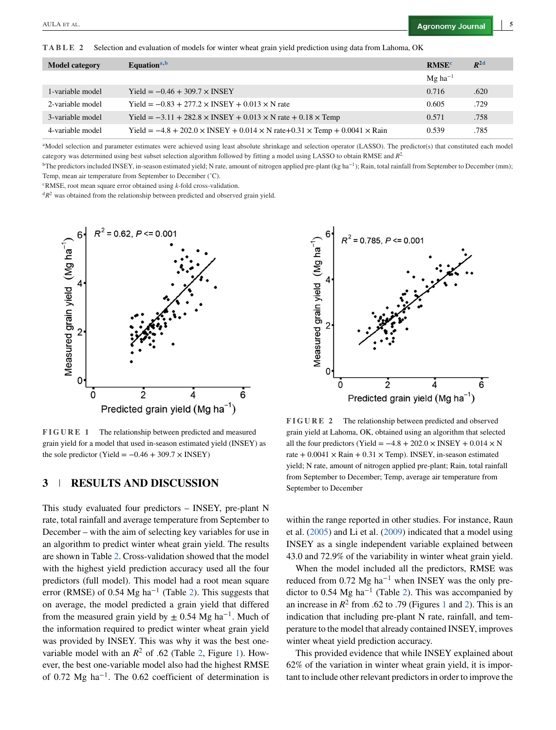**TABLE 2** Selection and evaluation of models for winter wheat grain yield prediction using data from Lahoma, OK

| Model category | Equation[a,b] | RMSE[c] | $R^2$[d] |
|---|---|---|---|
| | | Mg ha$^{-1}$ | |
| 1-variable model | Yield = −0.46 + 309.7 × INSEY | 0.716 | .620 |
| 2-variable model | Yield = −0.83 + 277.2 × INSEY + 0.013 × N rate | 0.605 | .729 |
| 3-variable model | Yield = −3.11 + 282.8 × INSEY + 0.013 × N rate + 0.18 × Temp | 0.571 | .758 |
| 4-variable model | Yield = −4.8 + 202.0 × INSEY + 0.014 × N rate+0.31 × Temp + 0.0041 × Rain | 0.539 | .785 |

[a]Model selection and parameter estimates were achieved using least absolute shrinkage and selection operator (LASSO). The predictor(s) that constituted each model category was determined using best subset selection algorithm followed by fitting a model using LASSO to obtain RMSE and $R^2$.

[b]The predictors included INSEY, in-season estimated yield; N rate, amount of nitrogen applied pre-plant (kg ha$^{-1}$); Rain, total rainfall from September to December (mm); Temp, mean air temperature from September to December (°C).

[c]RMSE, root mean square error obtained using *k*-fold cross-validation.

[d]$R^2$ was obtained from the relationship between predicted and observed grain yield.

**FIGURE 1** The relationship between predicted and measured grain yield for a model that used in-season estimated yield (INSEY) as the sole predictor (Yield = −0.46 + 309.7 × INSEY)

**FIGURE 2** The relationship between predicted and observed grain yield at Lahoma, OK, obtained using an algorithm that selected all the four predictors (Yield = −4.8 + 202.0 × INSEY + 0.014 × N rate + 0.0041 × Rain + 0.31 × Temp). INSEY, in-season estimated yield; N rate, amount of nitrogen applied pre-plant; Rain, total rainfall from September to December; Temp, average air temperature from September to December

## 3 | RESULTS AND DISCUSSION

This study evaluated four predictors – INSEY, pre-plant N rate, total rainfall and average temperature from September to December – with the aim of selecting key variables for use in an algorithm to predict winter wheat grain yield. The results are shown in Table 2. Cross-validation showed that the model with the highest yield prediction accuracy used all the four predictors (full model). This model had a root mean square error (RMSE) of 0.54 Mg ha$^{-1}$ (Table 2). This suggests that on average, the model predicted a grain yield that differed from the measured grain yield by ± 0.54 Mg ha$^{-1}$. Much of the information required to predict winter wheat grain yield was provided by INSEY. This was why it was the best one-variable model with an $R^2$ of .62 (Table 2, Figure 1). However, the best one-variable model also had the highest RMSE of 0.72 Mg ha$^{-1}$. The 0.62 coefficient of determination is within the range reported in other studies. For instance, Raun et al. (2005) and Li et al. (2009) indicated that a model using INSEY as a single independent variable explained between 43.0 and 72.9% of the variability in winter wheat grain yield.

When the model included all the predictors, RMSE was reduced from 0.72 Mg ha$^{-1}$ when INSEY was the only predictor to 0.54 Mg ha$^{-1}$ (Table 2). This was accompanied by an increase in $R^2$ from .62 to .79 (Figures 1 and 2). This is an indication that including pre-plant N rate, rainfall, and temperature to the model that already contained INSEY, improves winter wheat yield prediction accuracy.

This provided evidence that while INSEY explained about 62% of the variation in winter wheat grain yield, it is important to include other relevant predictors in order to improve the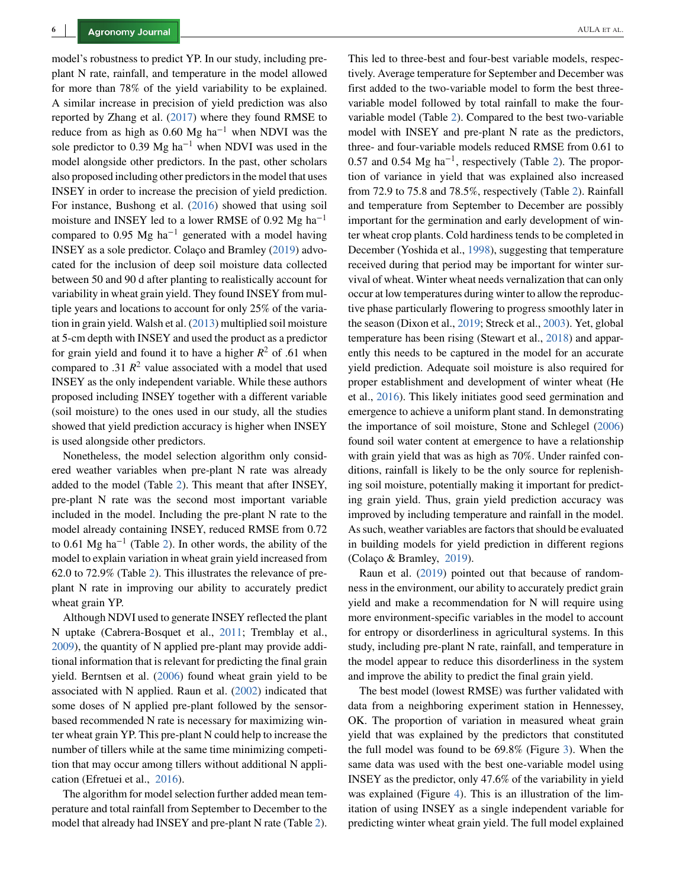model's robustness to predict YP. In our study, including pre-plant N rate, rainfall, and temperature in the model allowed for more than 78% of the yield variability to be explained. A similar increase in precision of yield prediction was also reported by Zhang et al. (2017) where they found RMSE to reduce from as high as 0.60 Mg ha$^{-1}$ when NDVI was the sole predictor to 0.39 Mg ha$^{-1}$ when NDVI was used in the model alongside other predictors. In the past, other scholars also proposed including other predictors in the model that uses INSEY in order to increase the precision of yield prediction. For instance, Bushong et al. (2016) showed that using soil moisture and INSEY led to a lower RMSE of 0.92 Mg ha$^{-1}$ compared to 0.95 Mg ha$^{-1}$ generated with a model having INSEY as a sole predictor. Colaço and Bramley (2019) advocated for the inclusion of deep soil moisture data collected between 50 and 90 d after planting to realistically account for variability in wheat grain yield. They found INSEY from multiple years and locations to account for only 25% of the variation in grain yield. Walsh et al. (2013) multiplied soil moisture at 5-cm depth with INSEY and used the product as a predictor for grain yield and found it to have a higher $R^2$ of .61 when compared to .31 $R^2$ value associated with a model that used INSEY as the only independent variable. While these authors proposed including INSEY together with a different variable (soil moisture) to the ones used in our study, all the studies showed that yield prediction accuracy is higher when INSEY is used alongside other predictors.

Nonetheless, the model selection algorithm only considered weather variables when pre-plant N rate was already added to the model (Table 2). This meant that after INSEY, pre-plant N rate was the second most important variable included in the model. Including the pre-plant N rate to the model already containing INSEY, reduced RMSE from 0.72 to 0.61 Mg ha$^{-1}$ (Table 2). In other words, the ability of the model to explain variation in wheat grain yield increased from 62.0 to 72.9% (Table 2). This illustrates the relevance of pre-plant N rate in improving our ability to accurately predict wheat grain YP.

Although NDVI used to generate INSEY reflected the plant N uptake (Cabrera-Bosquet et al., 2011; Tremblay et al., 2009), the quantity of N applied pre-plant may provide additional information that is relevant for predicting the final grain yield. Berntsen et al. (2006) found wheat grain yield to be associated with N applied. Raun et al. (2002) indicated that some doses of N applied pre-plant followed by the sensor-based recommended N rate is necessary for maximizing winter wheat grain YP. This pre-plant N could help to increase the number of tillers while at the same time minimizing competition that may occur among tillers without additional N application (Efretuei et al., 2016).

The algorithm for model selection further added mean temperature and total rainfall from September to December to the model that already had INSEY and pre-plant N rate (Table 2). This led to three-best and four-best variable models, respectively. Average temperature for September and December was first added to the two-variable model to form the best three-variable model followed by total rainfall to make the four-variable model (Table 2). Compared to the best two-variable model with INSEY and pre-plant N rate as the predictors, three- and four-variable models reduced RMSE from 0.61 to 0.57 and 0.54 Mg ha$^{-1}$, respectively (Table 2). The proportion of variance in yield that was explained also increased from 72.9 to 75.8 and 78.5%, respectively (Table 2). Rainfall and temperature from September to December are possibly important for the germination and early development of winter wheat crop plants. Cold hardiness tends to be completed in December (Yoshida et al., 1998), suggesting that temperature received during that period may be important for winter survival of wheat. Winter wheat needs vernalization that can only occur at low temperatures during winter to allow the reproductive phase particularly flowering to progress smoothly later in the season (Dixon et al., 2019; Streck et al., 2003). Yet, global temperature has been rising (Stewart et al., 2018) and apparently this needs to be captured in the model for an accurate yield prediction. Adequate soil moisture is also required for proper establishment and development of winter wheat (He et al., 2016). This likely initiates good seed germination and emergence to achieve a uniform plant stand. In demonstrating the importance of soil moisture, Stone and Schlegel (2006) found soil water content at emergence to have a relationship with grain yield that was as high as 70%. Under rainfed conditions, rainfall is likely to be the only source for replenishing soil moisture, potentially making it important for predicting grain yield. Thus, grain yield prediction accuracy was improved by including temperature and rainfall in the model. As such, weather variables are factors that should be evaluated in building models for yield prediction in different regions (Colaço & Bramley, 2019).

Raun et al. (2019) pointed out that because of randomness in the environment, our ability to accurately predict grain yield and make a recommendation for N will require using more environment-specific variables in the model to account for entropy or disorderliness in agricultural systems. In this study, including pre-plant N rate, rainfall, and temperature in the model appear to reduce this disorderliness in the system and improve the ability to predict the final grain yield.

The best model (lowest RMSE) was further validated with data from a neighboring experiment station in Hennessey, OK. The proportion of variation in measured wheat grain yield that was explained by the predictors that constituted the full model was found to be 69.8% (Figure 3). When the same data was used with the best one-variable model using INSEY as the predictor, only 47.6% of the variability in yield was explained (Figure 4). This is an illustration of the limitation of using INSEY as a single independent variable for predicting winter wheat grain yield. The full model explained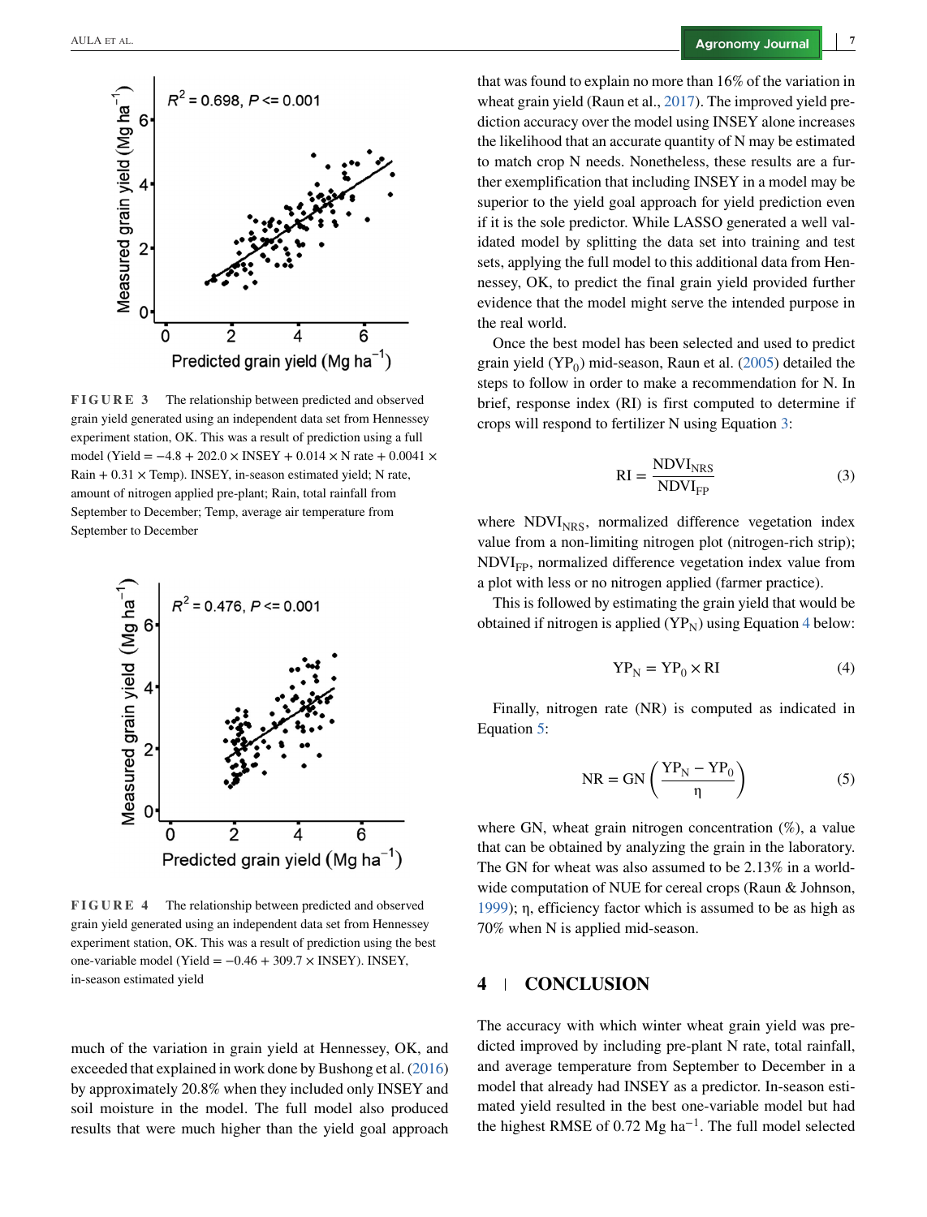FIGURE 3 The relationship between predicted and observed grain yield generated using an independent data set from Hennessey experiment station, OK. This was a result of prediction using a full model (Yield = −4.8 + 202.0 × INSEY + 0.014 × N rate + 0.0041 × Rain + 0.31 × Temp). INSEY, in-season estimated yield; N rate, amount of nitrogen applied pre-plant; Rain, total rainfall from September to December; Temp, average air temperature from September to December

FIGURE 4 The relationship between predicted and observed grain yield generated using an independent data set from Hennessey experiment station, OK. This was a result of prediction using the best one-variable model (Yield = −0.46 + 309.7 × INSEY). INSEY, in-season estimated yield

much of the variation in grain yield at Hennessey, OK, and exceeded that explained in work done by Bushong et al. (2016) by approximately 20.8% when they included only INSEY and soil moisture in the model. The full model also produced results that were much higher than the yield goal approach that was found to explain no more than 16% of the variation in wheat grain yield (Raun et al., 2017). The improved yield prediction accuracy over the model using INSEY alone increases the likelihood that an accurate quantity of N may be estimated to match crop N needs. Nonetheless, these results are a further exemplification that including INSEY in a model may be superior to the yield goal approach for yield prediction even if it is the sole predictor. While LASSO generated a well validated model by splitting the data set into training and test sets, applying the full model to this additional data from Hennessey, OK, to predict the final grain yield provided further evidence that the model might serve the intended purpose in the real world.

Once the best model has been selected and used to predict grain yield ($YP_0$) mid-season, Raun et al. (2005) detailed the steps to follow in order to make a recommendation for N. In brief, response index (RI) is first computed to determine if crops will respond to fertilizer N using Equation 3:

$$RI = \frac{NDVI_{NRS}}{NDVI_{FP}} \tag{3}$$

where $NDVI_{NRS}$, normalized difference vegetation index value from a non-limiting nitrogen plot (nitrogen-rich strip); $NDVI_{FP}$, normalized difference vegetation index value from a plot with less or no nitrogen applied (farmer practice).

This is followed by estimating the grain yield that would be obtained if nitrogen is applied ($YP_N$) using Equation 4 below:

$$YP_N = YP_0 \times RI \tag{4}$$

Finally, nitrogen rate (NR) is computed as indicated in Equation 5:

$$NR = GN\left(\frac{YP_N - YP_0}{\eta}\right) \tag{5}$$

where GN, wheat grain nitrogen concentration (%), a value that can be obtained by analyzing the grain in the laboratory. The GN for wheat was also assumed to be 2.13% in a worldwide computation of NUE for cereal crops (Raun & Johnson, 1999); η, efficiency factor which is assumed to be as high as 70% when N is applied mid-season.

## 4 | CONCLUSION

The accuracy with which winter wheat grain yield was predicted improved by including pre-plant N rate, total rainfall, and average temperature from September to December in a model that already had INSEY as a predictor. In-season estimated yield resulted in the best one-variable model but had the highest RMSE of 0.72 Mg ha$^{-1}$. The full model selected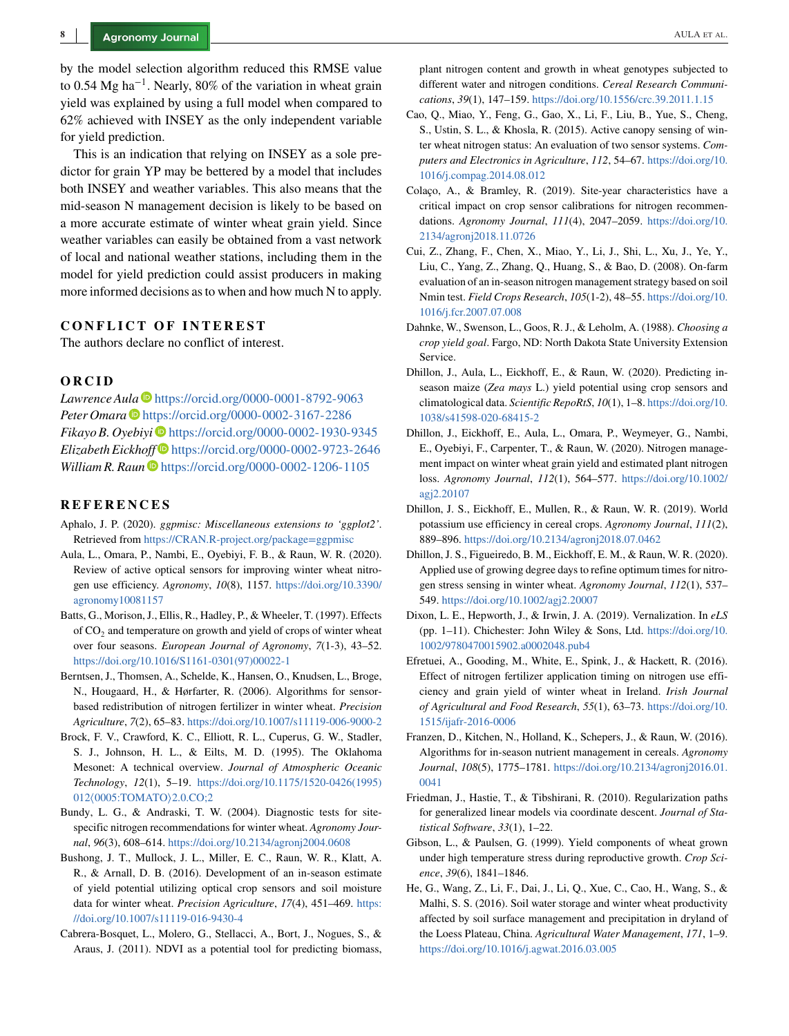by the model selection algorithm reduced this RMSE value to 0.54 Mg ha$^{-1}$. Nearly, 80% of the variation in wheat grain yield was explained by using a full model when compared to 62% achieved with INSEY as the only independent variable for yield prediction.

This is an indication that relying on INSEY as a sole predictor for grain YP may be bettered by a model that includes both INSEY and weather variables. This also means that the mid-season N management decision is likely to be based on a more accurate estimate of winter wheat grain yield. Since weather variables can easily be obtained from a vast network of local and national weather stations, including them in the model for yield prediction could assist producers in making more informed decisions as to when and how much N to apply.

## CONFLICT OF INTEREST

The authors declare no conflict of interest.

## ORCID

*Lawrence Aula* https://orcid.org/0000-0001-8792-9063
*Peter Omara* https://orcid.org/0000-0002-3167-2286
*Fikayo B. Oyebiyi* https://orcid.org/0000-0002-1930-9345
*Elizabeth Eickhoff* https://orcid.org/0000-0002-9723-2646
*William R. Raun* https://orcid.org/0000-0002-1206-1105

## REFERENCES

Aphalo, J. P. (2020). *ggpmisc: Miscellaneous extensions to 'ggplot2'*. Retrieved from https://CRAN.R-project.org/package=ggpmisc

Aula, L., Omara, P., Nambi, E., Oyebiyi, F. B., & Raun, W. R. (2020). Review of active optical sensors for improving winter wheat nitrogen use efficiency. *Agronomy*, *10*(8), 1157. https://doi.org/10.3390/agronomy10081157

Batts, G., Morison, J., Ellis, R., Hadley, P., & Wheeler, T. (1997). Effects of $CO_2$ and temperature on growth and yield of crops of winter wheat over four seasons. *European Journal of Agronomy*, *7*(1-3), 43–52. https://doi.org/10.1016/S1161-0301(97)00022-1

Berntsen, J., Thomsen, A., Schelde, K., Hansen, O., Knudsen, L., Broge, N., Hougaard, H., & Hørfarter, R. (2006). Algorithms for sensor-based redistribution of nitrogen fertilizer in winter wheat. *Precision Agriculture*, *7*(2), 65–83. https://doi.org/10.1007/s11119-006-9000-2

Brock, F. V., Crawford, K. C., Elliott, R. L., Cuperus, G. W., Stadler, S. J., Johnson, H. L., & Eilts, M. D. (1995). The Oklahoma Mesonet: A technical overview. *Journal of Atmospheric Oceanic Technology*, *12*(1), 5–19. https://doi.org/10.1175/1520-0426(1995)012⟨0005:TOMATO⟩2.0.CO;2

Bundy, L. G., & Andraski, T. W. (2004). Diagnostic tests for site-specific nitrogen recommendations for winter wheat. *Agronomy Journal*, *96*(3), 608–614. https://doi.org/10.2134/agronj2004.0608

Bushong, J. T., Mullock, J. L., Miller, E. C., Raun, W. R., Klatt, A. R., & Arnall, D. B. (2016). Development of an in-season estimate of yield potential utilizing optical crop sensors and soil moisture data for winter wheat. *Precision Agriculture*, *17*(4), 451–469. https://doi.org/10.1007/s11119-016-9430-4

Cabrera-Bosquet, L., Molero, G., Stellacci, A., Bort, J., Nogues, S., & Araus, J. (2011). NDVI as a potential tool for predicting biomass, plant nitrogen content and growth in wheat genotypes subjected to different water and nitrogen conditions. *Cereal Research Communications*, *39*(1), 147–159. https://doi.org/10.1556/crc.39.2011.1.15

Cao, Q., Miao, Y., Feng, G., Gao, X., Li, F., Liu, B., Yue, S., Cheng, S., Ustin, S. L., & Khosla, R. (2015). Active canopy sensing of winter wheat nitrogen status: An evaluation of two sensor systems. *Computers and Electronics in Agriculture*, *112*, 54–67. https://doi.org/10.1016/j.compag.2014.08.012

Colaço, A., & Bramley, R. (2019). Site-year characteristics have a critical impact on crop sensor calibrations for nitrogen recommendations. *Agronomy Journal*, *111*(4), 2047–2059. https://doi.org/10.2134/agronj2018.11.0726

Cui, Z., Zhang, F., Chen, X., Miao, Y., Li, J., Shi, L., Xu, J., Ye, Y., Liu, C., Yang, Z., Zhang, Q., Huang, S., & Bao, D. (2008). On-farm evaluation of an in-season nitrogen management strategy based on soil Nmin test. *Field Crops Research*, *105*(1-2), 48–55. https://doi.org/10.1016/j.fcr.2007.07.008

Dahnke, W., Swenson, L., Goos, R. J., & Leholm, A. (1988). *Choosing a crop yield goal*. Fargo, ND: North Dakota State University Extension Service.

Dhillon, J., Aula, L., Eickhoff, E., & Raun, W. (2020). Predicting in-season maize (*Zea mays* L.) yield potential using crop sensors and climatological data. *Scientific RepoRtS*, *10*(1), 1–8. https://doi.org/10.1038/s41598-020-68415-2

Dhillon, J., Eickhoff, E., Aula, L., Omara, P., Weymeyer, G., Nambi, E., Oyebiyi, F., Carpenter, T., & Raun, W. (2020). Nitrogen management impact on winter wheat grain yield and estimated plant nitrogen loss. *Agronomy Journal*, *112*(1), 564–577. https://doi.org/10.1002/agj2.20107

Dhillon, J. S., Eickhoff, E., Mullen, R., & Raun, W. R. (2019). World potassium use efficiency in cereal crops. *Agronomy Journal*, *111*(2), 889–896. https://doi.org/10.2134/agronj2018.07.0462

Dhillon, J. S., Figueiredo, B. M., Eickhoff, E. M., & Raun, W. R. (2020). Applied use of growing degree days to refine optimum times for nitrogen stress sensing in winter wheat. *Agronomy Journal*, *112*(1), 537–549. https://doi.org/10.1002/agj2.20007

Dixon, L. E., Hepworth, J., & Irwin, J. A. (2019). Vernalization. In *eLS* (pp. 1–11). Chichester: John Wiley & Sons, Ltd. https://doi.org/10.1002/9780470015902.a0002048.pub4

Efretuei, A., Gooding, M., White, E., Spink, J., & Hackett, R. (2016). Effect of nitrogen fertilizer application timing on nitrogen use efficiency and grain yield of winter wheat in Ireland. *Irish Journal of Agricultural and Food Research*, *55*(1), 63–73. https://doi.org/10.1515/ijafr-2016-0006

Franzen, D., Kitchen, N., Holland, K., Schepers, J., & Raun, W. (2016). Algorithms for in-season nutrient management in cereals. *Agronomy Journal*, *108*(5), 1775–1781. https://doi.org/10.2134/agronj2016.01.0041

Friedman, J., Hastie, T., & Tibshirani, R. (2010). Regularization paths for generalized linear models via coordinate descent. *Journal of Statistical Software*, *33*(1), 1–22.

Gibson, L., & Paulsen, G. (1999). Yield components of wheat grown under high temperature stress during reproductive growth. *Crop Science*, *39*(6), 1841–1846.

He, G., Wang, Z., Li, F., Dai, J., Li, Q., Xue, C., Cao, H., Wang, S., & Malhi, S. S. (2016). Soil water storage and winter wheat productivity affected by soil surface management and precipitation in dryland of the Loess Plateau, China. *Agricultural Water Management*, *171*, 1–9. https://doi.org/10.1016/j.agwat.2016.03.005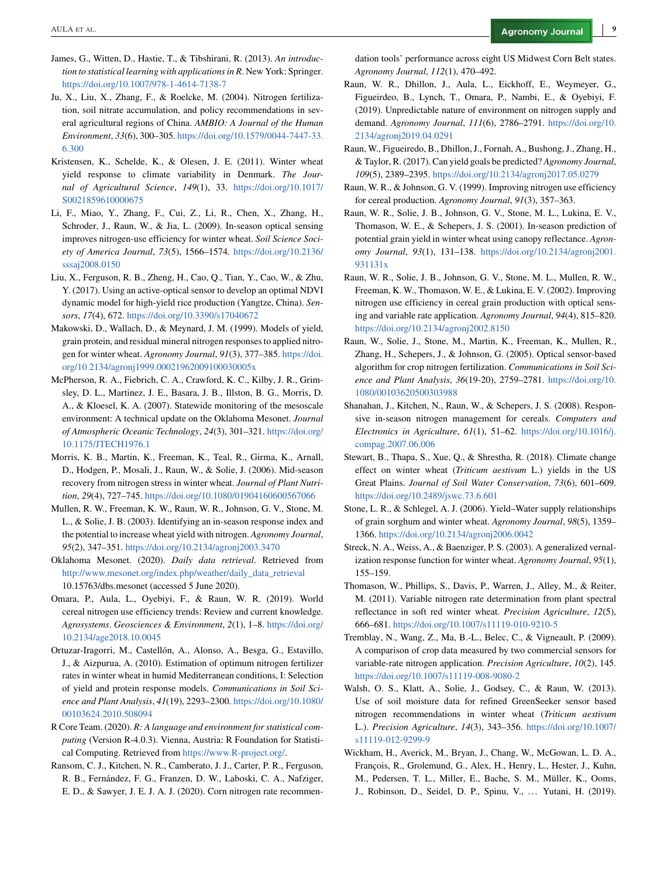James, G., Witten, D., Hastie, T., & Tibshirani, R. (2013). *An introduction to statistical learning with applications in R*. New York: Springer. https://doi.org/10.1007/978-1-4614-7138-7

Ju, X., Liu, X., Zhang, F., & Roelcke, M. (2004). Nitrogen fertilization, soil nitrate accumulation, and policy recommendations in several agricultural regions of China. *AMBIO: A Journal of the Human Environment*, *33*(6), 300–305. https://doi.org/10.1579/0044-7447-33.6.300

Kristensen, K., Schelde, K., & Olesen, J. E. (2011). Winter wheat yield response to climate variability in Denmark. *The Journal of Agricultural Science*, *149*(1), 33. https://doi.org/10.1017/S0021859610000675

Li, F., Miao, Y., Zhang, F., Cui, Z., Li, R., Chen, X., Zhang, H., Schroder, J., Raun, W., & Jia, L. (2009). In-season optical sensing improves nitrogen-use efficiency for winter wheat. *Soil Science Society of America Journal*, *73*(5), 1566–1574. https://doi.org/10.2136/sssaj2008.0150

Liu, X., Ferguson, R. B., Zheng, H., Cao, Q., Tian, Y., Cao, W., & Zhu, Y. (2017). Using an active-optical sensor to develop an optimal NDVI dynamic model for high-yield rice production (Yangtze, China). *Sensors*, *17*(4), 672. https://doi.org/10.3390/s17040672

Makowski, D., Wallach, D., & Meynard, J. M. (1999). Models of yield, grain protein, and residual mineral nitrogen responses to applied nitrogen for winter wheat. *Agronomy Journal*, *91*(3), 377–385. https://doi.org/10.2134/agronj1999.00021962009100030005x

McPherson, R. A., Fiebrich, C. A., Crawford, K. C., Kilby, J. R., Grimsley, D. L., Martinez, J. E., Basara, J. B., Illston, B. G., Morris, D. A., & Kloesel, K. A. (2007). Statewide monitoring of the mesoscale environment: A technical update on the Oklahoma Mesonet. *Journal of Atmospheric Oceanic Technology*, *24*(3), 301–321. https://doi.org/10.1175/JTECH1976.1

Morris, K. B., Martin, K., Freeman, K., Teal, R., Girma, K., Arnall, D., Hodgen, P., Mosali, J., Raun, W., & Solie, J. (2006). Mid-season recovery from nitrogen stress in winter wheat. *Journal of Plant Nutrition*, *29*(4), 727–745. https://doi.org/10.1080/01904160600567066

Mullen, R. W., Freeman, K. W., Raun, W. R., Johnson, G. V., Stone, M. L., & Solie, J. B. (2003). Identifying an in-season response index and the potential to increase wheat yield with nitrogen. *Agronomy Journal*, *95*(2), 347–351. https://doi.org/10.2134/agronj2003.3470

Oklahoma Mesonet. (2020). *Daily data retrieval*. Retrieved from http://www.mesonet.org/index.php/weather/daily_data_retrieval 10.15763/dbs.mesonet (accessed 5 June 2020).

Omara, P., Aula, L., Oyebiyi, F., & Raun, W. R. (2019). World cereal nitrogen use efficiency trends: Review and current knowledge. *Agrosystems. Geosciences & Environment*, *2*(1), 1–8. https://doi.org/10.2134/age2018.10.0045

Ortuzar-Iragorri, M., Castellón, A., Alonso, A., Besga, G., Estavillo, J., & Aizpurua, A. (2010). Estimation of optimum nitrogen fertilizer rates in winter wheat in humid Mediterranean conditions, I: Selection of yield and protein response models. *Communications in Soil Science and Plant Analysis*, *41*(19), 2293–2300. https://doi.org/10.1080/00103624.2010.508094

R Core Team. (2020). *R: A language and environment for statistical computing* (Version R-4.0.3). Vienna, Austria: R Foundation for Statistical Computing. Retrieved from https://www.R-project.org/.

Ransom, C. J., Kitchen, N. R., Camberato, J. J., Carter, P. R., Ferguson, R. B., Fernández, F. G., Franzen, D. W., Laboski, C. A., Nafziger, E. D., & Sawyer, J. E. J. A. J. (2020). Corn nitrogen rate recommendation tools' performance across eight US Midwest Corn Belt states. *Agronomy Journal*, *112*(1), 470–492.

Raun, W. R., Dhillon, J., Aula, L., Eickhoff, E., Weymeyer, G., Figueirdeo, B., Lynch, T., Omara, P., Nambi, E., & Oyebiyi, F. (2019). Unpredictable nature of environment on nitrogen supply and demand. *Agronomy Journal*, *111*(6), 2786–2791. https://doi.org/10.2134/agronj2019.04.0291

Raun, W., Figueiredo, B., Dhillon, J., Fornah, A., Bushong, J., Zhang, H., & Taylor, R. (2017). Can yield goals be predicted? *Agronomy Journal*, *109*(5), 2389–2395. https://doi.org/10.2134/agronj2017.05.0279

Raun, W. R., & Johnson, G. V. (1999). Improving nitrogen use efficiency for cereal production. *Agronomy Journal*, *91*(3), 357–363.

Raun, W. R., Solie, J. B., Johnson, G. V., Stone, M. L., Lukina, E. V., Thomason, W. E., & Schepers, J. S. (2001). In-season prediction of potential grain yield in winter wheat using canopy reflectance. *Agronomy Journal*, *93*(1), 131–138. https://doi.org/10.2134/agronj2001.931131x

Raun, W. R., Solie, J. B., Johnson, G. V., Stone, M. L., Mullen, R. W., Freeman, K. W., Thomason, W. E., & Lukina, E. V. (2002). Improving nitrogen use efficiency in cereal grain production with optical sensing and variable rate application. *Agronomy Journal*, *94*(4), 815–820. https://doi.org/10.2134/agronj2002.8150

Raun, W., Solie, J., Stone, M., Martin, K., Freeman, K., Mullen, R., Zhang, H., Schepers, J., & Johnson, G. (2005). Optical sensor-based algorithm for crop nitrogen fertilization. *Communications in Soil Science and Plant Analysis*, *36*(19-20), 2759–2781. https://doi.org/10.1080/00103620500303988

Shanahan, J., Kitchen, N., Raun, W., & Schepers, J. S. (2008). Responsive in-season nitrogen management for cereals. *Computers and Electronics in Agriculture*, *61*(1), 51–62. https://doi.org/10.1016/j.compag.2007.06.006

Stewart, B., Thapa, S., Xue, Q., & Shrestha, R. (2018). Climate change effect on winter wheat (*Triticum aestivum* L.) yields in the US Great Plains. *Journal of Soil Water Conservation*, *73*(6), 601–609. https://doi.org/10.2489/jswc.73.6.601

Stone, L. R., & Schlegel, A. J. (2006). Yield–Water supply relationships of grain sorghum and winter wheat. *Agronomy Journal*, *98*(5), 1359–1366. https://doi.org/10.2134/agronj2006.0042

Streck, N. A., Weiss, A., & Baenziger, P. S. (2003). A generalized vernalization response function for winter wheat. *Agronomy Journal*, *95*(1), 155–159.

Thomason, W., Phillips, S., Davis, P., Warren, J., Alley, M., & Reiter, M. (2011). Variable nitrogen rate determination from plant spectral reflectance in soft red winter wheat. *Precision Agriculture*, *12*(5), 666–681. https://doi.org/10.1007/s11119-010-9210-5

Tremblay, N., Wang, Z., Ma, B.-L., Belec, C., & Vigneault, P. (2009). A comparison of crop data measured by two commercial sensors for variable-rate nitrogen application. *Precision Agriculture*, *10*(2), 145. https://doi.org/10.1007/s11119-008-9080-2

Walsh, O. S., Klatt, A., Solie, J., Godsey, C., & Raun, W. (2013). Use of soil moisture data for refined GreenSeeker sensor based nitrogen recommendations in winter wheat (*Triticum aestivum* L.). *Precision Agriculture*, *14*(3), 343–356. https://doi.org/10.1007/s11119-012-9299-9

Wickham, H., Averick, M., Bryan, J., Chang, W., McGowan, L. D. A., François, R., Grolemund, G., Alex, H., Henry, L., Hester, J., Kuhn, M., Pedersen, T. L., Miller, E., Bache, S. M., Müller, K., Ooms, J., Robinson, D., Seidel, D. P., Spinu, V., … Yutani, H. (2019).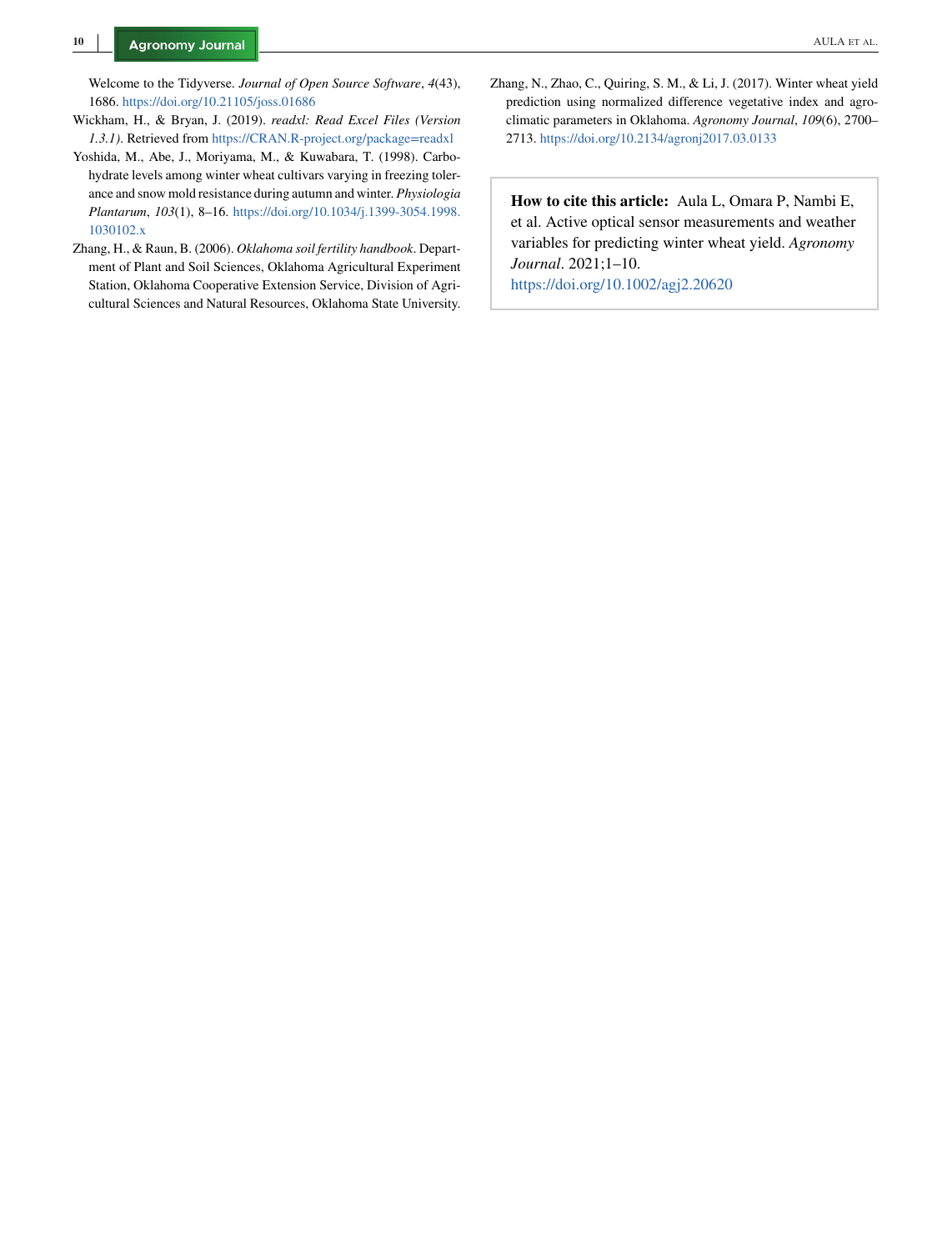Welcome to the Tidyverse. *Journal of Open Source Software*, *4*(43), 1686. https://doi.org/10.21105/joss.01686

Wickham, H., & Bryan, J. (2019). *readxl: Read Excel Files (Version 1.3.1)*. Retrieved from https://CRAN.R-project.org/package=readxl

Yoshida, M., Abe, J., Moriyama, M., & Kuwabara, T. (1998). Carbohydrate levels among winter wheat cultivars varying in freezing tolerance and snow mold resistance during autumn and winter. *Physiologia Plantarum*, *103*(1), 8–16. https://doi.org/10.1034/j.1399-3054.1998.1030102.x

Zhang, H., & Raun, B. (2006). *Oklahoma soil fertility handbook*. Department of Plant and Soil Sciences, Oklahoma Agricultural Experiment Station, Oklahoma Cooperative Extension Service, Division of Agricultural Sciences and Natural Resources, Oklahoma State University.

Zhang, N., Zhao, C., Quiring, S. M., & Li, J. (2017). Winter wheat yield prediction using normalized difference vegetative index and agro-climatic parameters in Oklahoma. *Agronomy Journal*, *109*(6), 2700–2713. https://doi.org/10.2134/agronj2017.03.0133

**How to cite this article:** Aula L, Omara P, Nambi E, et al. Active optical sensor measurements and weather variables for predicting winter wheat yield. *Agronomy Journal*. 2021;1–10. https://doi.org/10.1002/agj2.20620